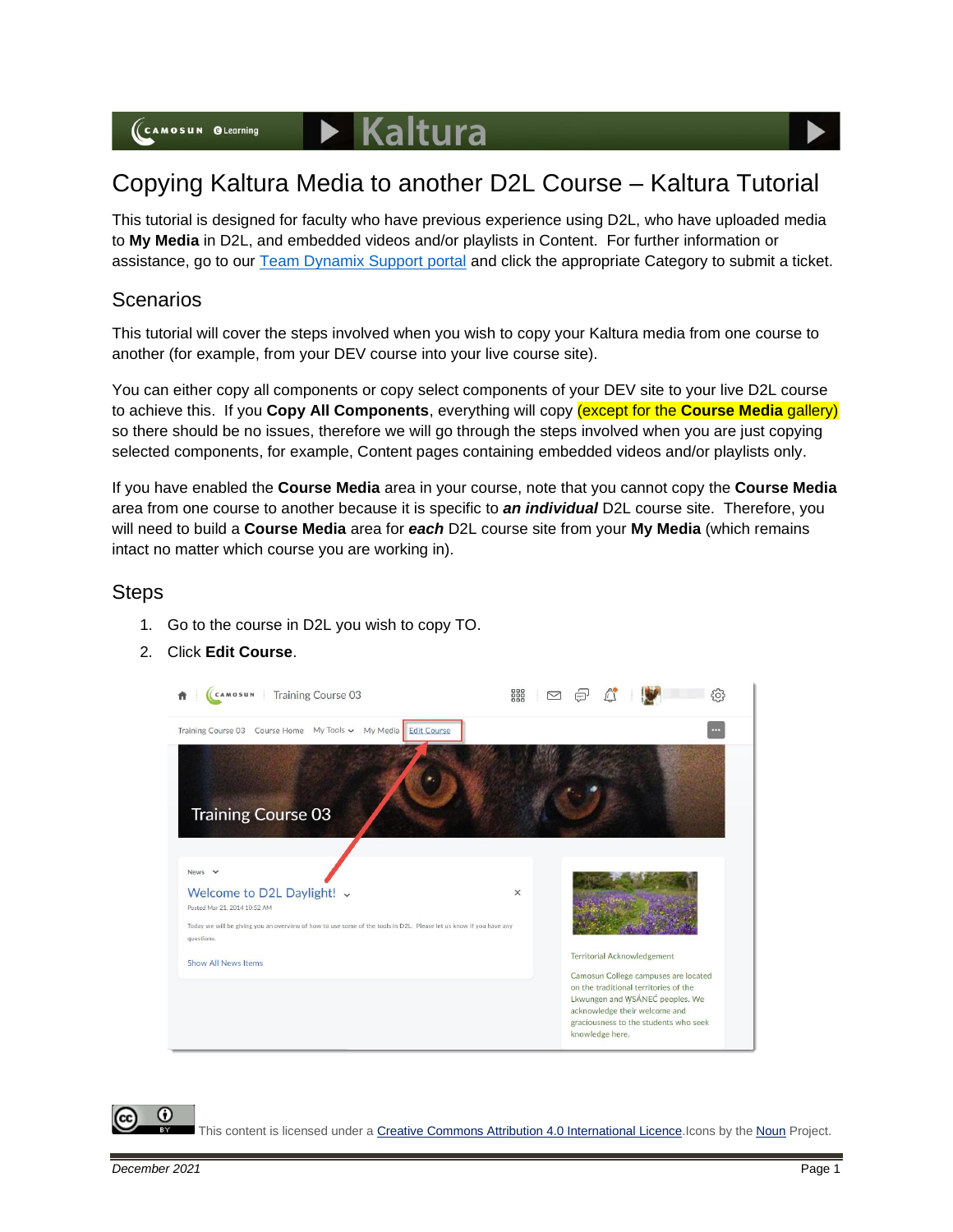# Copying Kaltura Media to another D2L Course – Kaltura Tutorial

This tutorial is designed for faculty who have previous experience using D2L, who have uploaded media to **My Media** in D2L, and embedded videos and/or playlists in Content. For further information or assistance, go to our [Team Dynamix Support portal] and click the appropriate Category to submit a ticket.

## Scenarios

This tutorial will cover the steps involved when you wish to copy your Kaltura media from one course to another (for example, from your DEV course into your live course site).

You can either copy all components or copy select components of your DEV site to your live D2L course to achieve this. If you **Copy All Components**, everything will copy (except for the **Course Media** gallery) so there should be no issues, therefore we will go through the steps involved when you are just copying selected components, for example, Content pages containing embedded videos and/or playlists only.

If you have enabled the **Course Media** area in your course, note that you cannot copy the **Course Media** area from one course to another because it is specific to ***an individual*** D2L course site. Therefore, you will need to build a **Course Media** area for ***each*** D2L course site from your **My Media** (which remains intact no matter which course you are working in).

## Steps

1. Go to the course in D2L you wish to copy TO.
2. Click **Edit Course**.

This content is licensed under a Creative Commons Attribution 4.0 International Licence. Icons by the Noun Project.

December 2021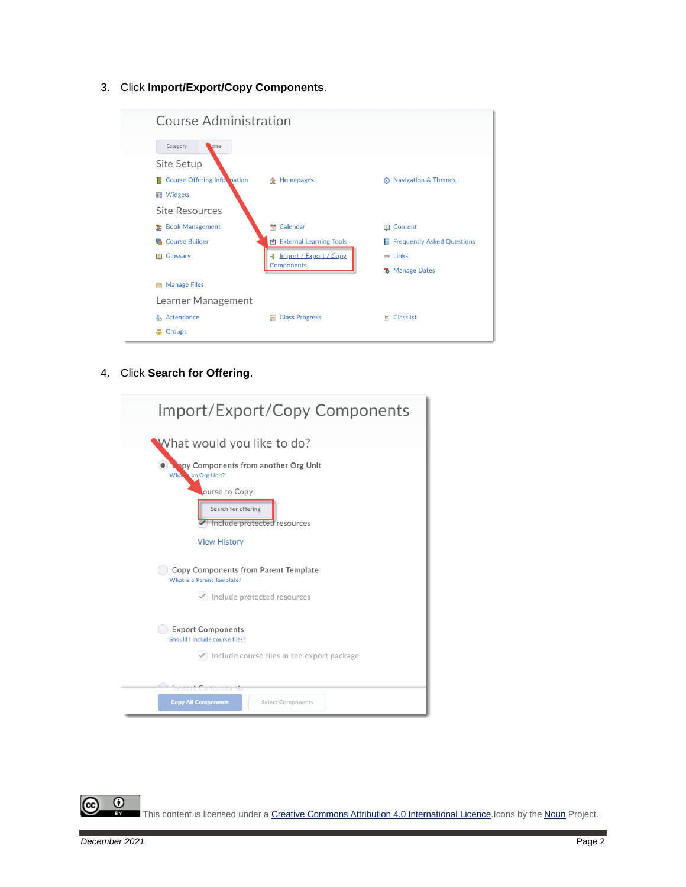3. Click **Import/Export/Copy Components**.

4. Click **Search for Offering**.

This content is licensed under a Creative Commons Attribution 4.0 International Licence. Icons by the Noun Project.

*December 2021*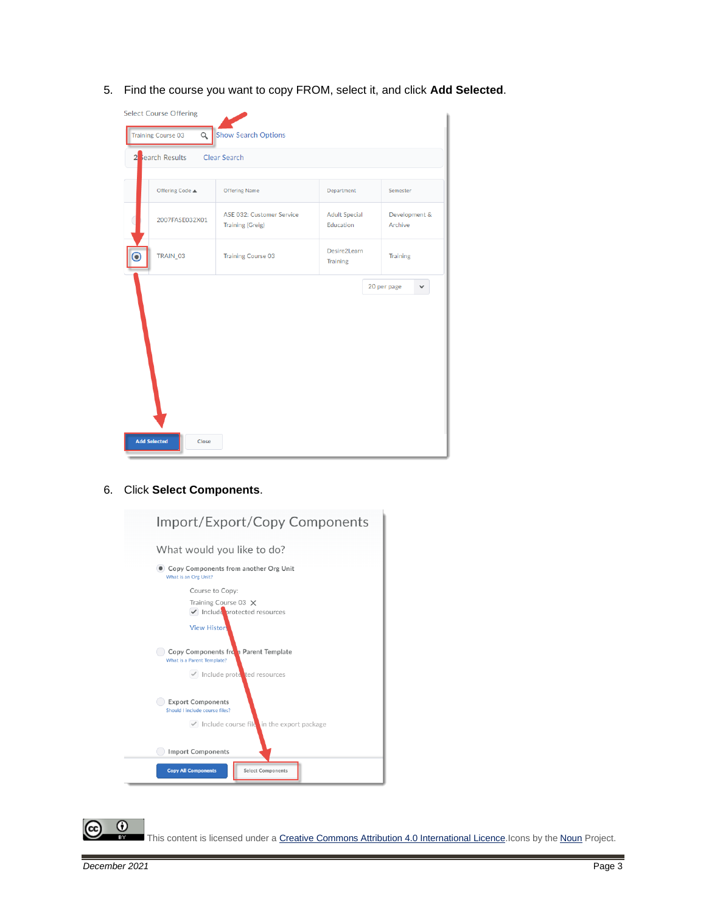5. Find the course you want to copy FROM, select it, and click **Add Selected**.

6. Click **Select Components**.

This content is licensed under a Creative Commons Attribution 4.0 International Licence. Icons by the Noun Project.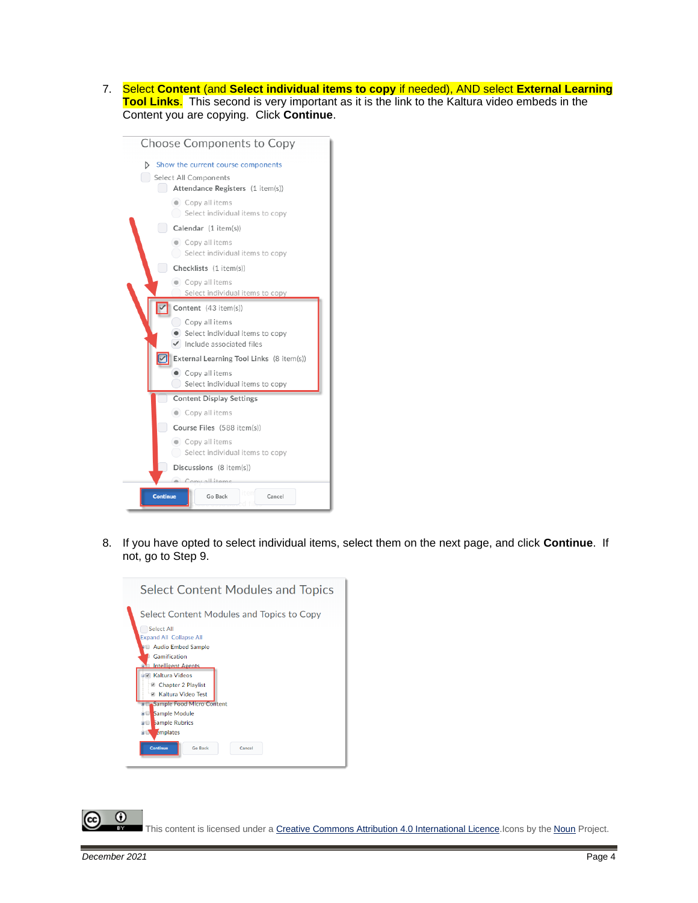7. **Select Content** (and **Select individual items to copy** if needed), AND select **External Learning Tool Links**. This second is very important as it is the link to the Kaltura video embeds in the Content you are copying. Click **Continue**.

8. If you have opted to select individual items, select them on the next page, and click **Continue**. If not, go to Step 9.

This content is licensed under a Creative Commons Attribution 4.0 International Licence. Icons by the Noun Project.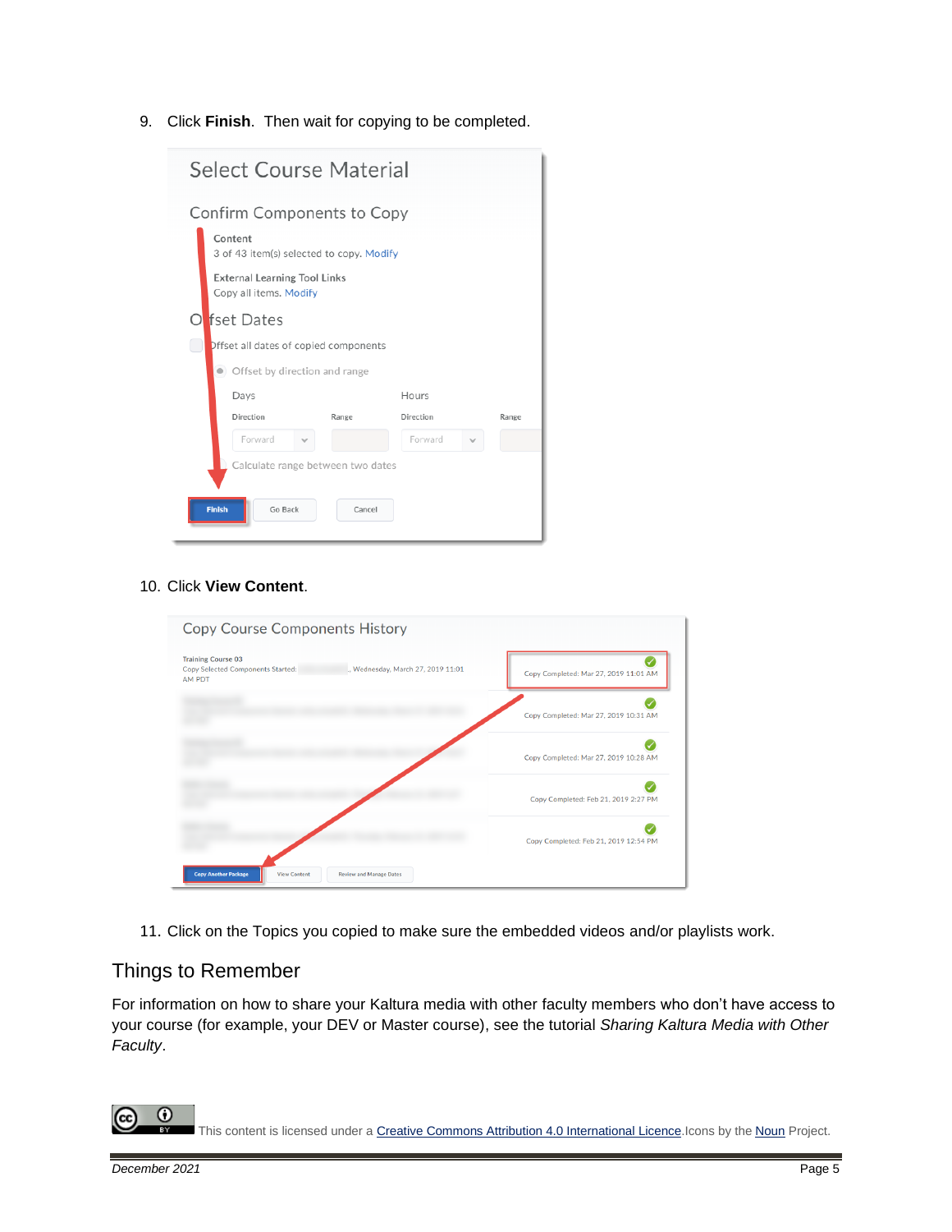9. Click **Finish**. Then wait for copying to be completed.

10. Click **View Content**.

11. Click on the Topics you copied to make sure the embedded videos and/or playlists work.

## Things to Remember

For information on how to share your Kaltura media with other faculty members who don't have access to your course (for example, your DEV or Master course), see the tutorial *Sharing Kaltura Media with Other Faculty*.

This content is licensed under a Creative Commons Attribution 4.0 International Licence. Icons by the Noun Project.

December 2021